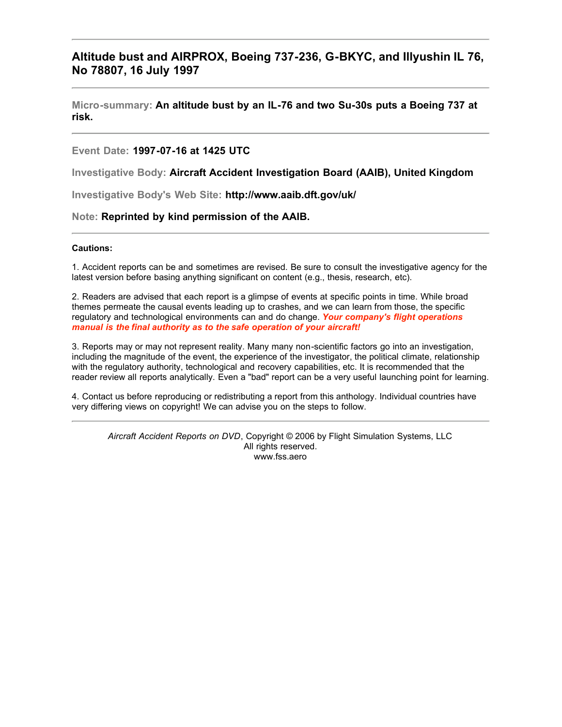# Altitude bust and AIRPROX, Boeing 737-236, G-BKYC, and Illyushin IL 76, No 78807, 16 July 1997

---

**Micro-summary:** **An altitude bust by an IL-76 and two Su-30s puts a Boeing 737 at risk.**

---

**Event Date:** **1997-07-16 at 1425 UTC**

**Investigative Body:** **Aircraft Accident Investigation Board (AAIB), United Kingdom**

**Investigative Body's Web Site:** **http://www.aaib.dft.gov/uk/**

**Note:** **Reprinted by kind permission of the AAIB.**

---

**Cautions:**

1. Accident reports can be and sometimes are revised. Be sure to consult the investigative agency for the latest version before basing anything significant on content (e.g., thesis, research, etc).

2. Readers are advised that each report is a glimpse of events at specific points in time. While broad themes permeate the causal events leading up to crashes, and we can learn from those, the specific regulatory and technological environments can and do change. ***Your company's flight operations manual is the final authority as to the safe operation of your aircraft!***

3. Reports may or may not represent reality. Many many non-scientific factors go into an investigation, including the magnitude of the event, the experience of the investigator, the political climate, relationship with the regulatory authority, technological and recovery capabilities, etc. It is recommended that the reader review all reports analytically. Even a "bad" report can be a very useful launching point for learning.

4. Contact us before reproducing or redistributing a report from this anthology. Individual countries have very differing views on copyright! We can advise you on the steps to follow.

---

*Aircraft Accident Reports on DVD*, Copyright © 2006 by Flight Simulation Systems, LLC
All rights reserved.
www.fss.aero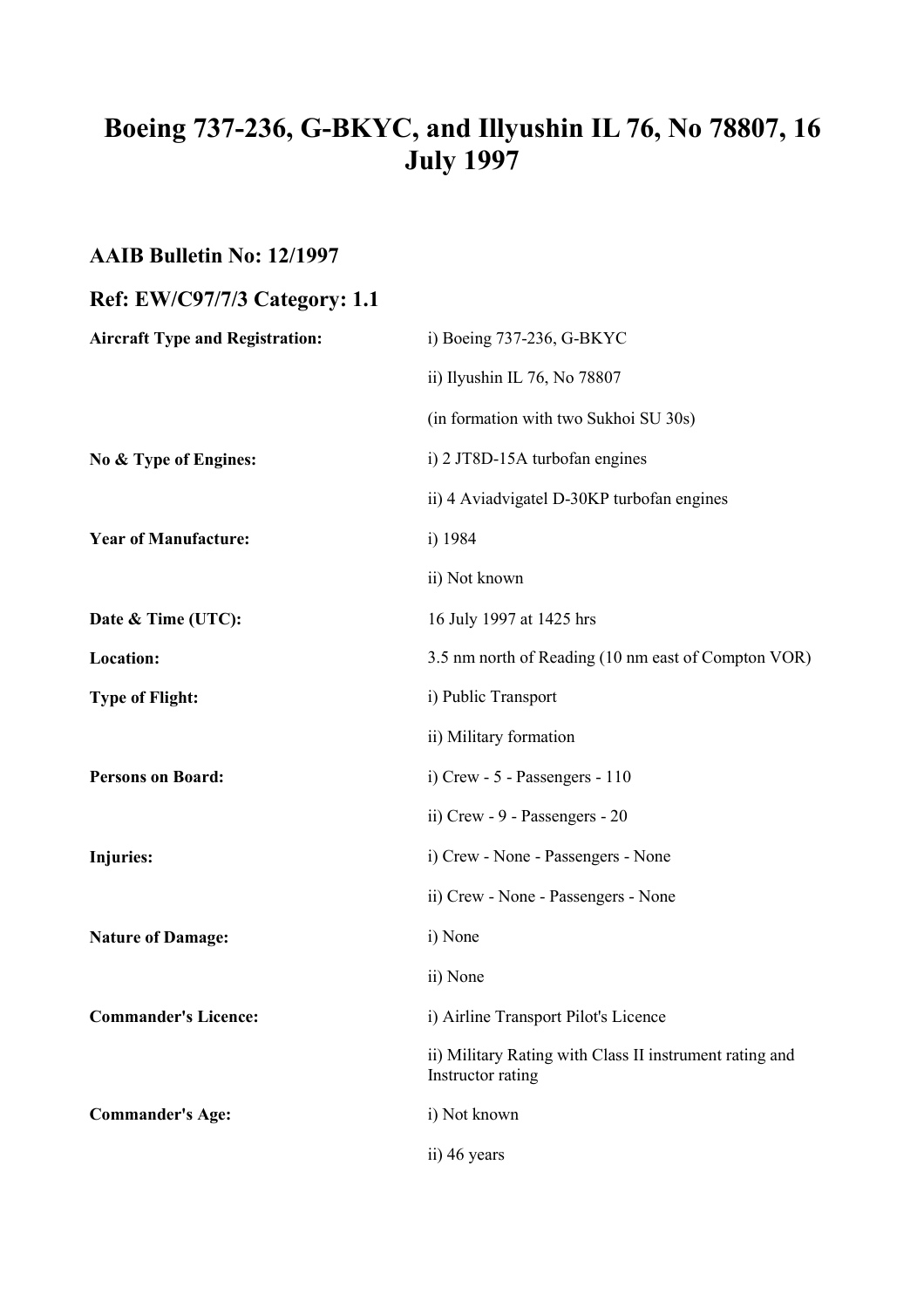# Boeing 737-236, G-BKYC, and Illyushin IL 76, No 78807, 16 July 1997

## AAIB Bulletin No: 12/1997

## Ref: EW/C97/7/3 Category: 1.1

| | |
|---|---|
| **Aircraft Type and Registration:** | i) Boeing 737-236, G-BKYC |
| | ii) Ilyushin IL 76, No 78807 |
| | (in formation with two Sukhoi SU 30s) |
| **No & Type of Engines:** | i) 2 JT8D-15A turbofan engines |
| | ii) 4 Aviadvigatel D-30KP turbofan engines |
| **Year of Manufacture:** | i) 1984 |
| | ii) Not known |
| **Date & Time (UTC):** | 16 July 1997 at 1425 hrs |
| **Location:** | 3.5 nm north of Reading (10 nm east of Compton VOR) |
| **Type of Flight:** | i) Public Transport |
| | ii) Military formation |
| **Persons on Board:** | i) Crew - 5 - Passengers - 110 |
| | ii) Crew - 9 - Passengers - 20 |
| **Injuries:** | i) Crew - None - Passengers - None |
| | ii) Crew - None - Passengers - None |
| **Nature of Damage:** | i) None |
| | ii) None |
| **Commander's Licence:** | i) Airline Transport Pilot's Licence |
| | ii) Military Rating with Class II instrument rating and Instructor rating |
| **Commander's Age:** | i) Not known |
| | ii) 46 years |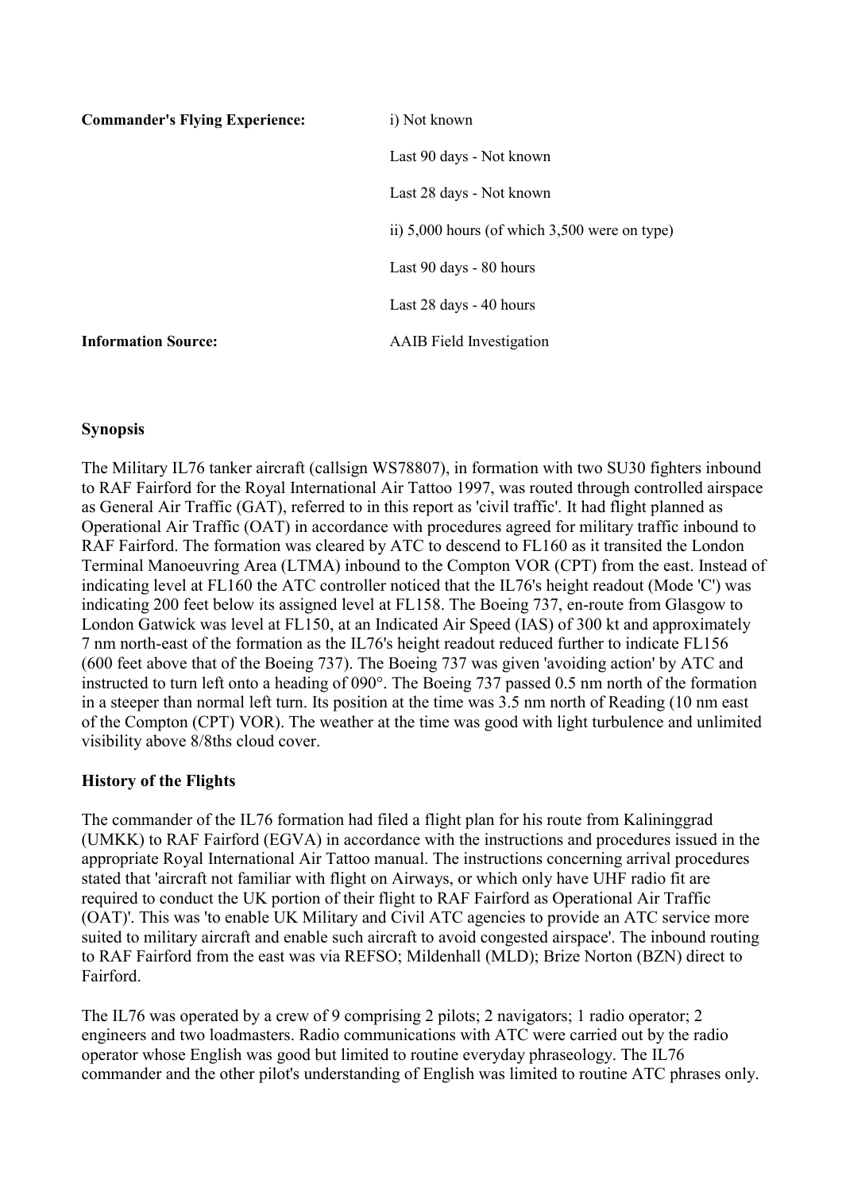| | |
|---|---|
| **Commander's Flying Experience:** | i) Not known |
| | Last 90 days - Not known |
| | Last 28 days - Not known |
| | ii) 5,000 hours (of which 3,500 were on type) |
| | Last 90 days - 80 hours |
| | Last 28 days - 40 hours |
| **Information Source:** | AAIB Field Investigation |

### Synopsis

The Military IL76 tanker aircraft (callsign WS78807), in formation with two SU30 fighters inbound to RAF Fairford for the Royal International Air Tattoo 1997, was routed through controlled airspace as General Air Traffic (GAT), referred to in this report as 'civil traffic'. It had flight planned as Operational Air Traffic (OAT) in accordance with procedures agreed for military traffic inbound to RAF Fairford. The formation was cleared by ATC to descend to FL160 as it transited the London Terminal Manoeuvring Area (LTMA) inbound to the Compton VOR (CPT) from the east. Instead of indicating level at FL160 the ATC controller noticed that the IL76's height readout (Mode 'C') was indicating 200 feet below its assigned level at FL158. The Boeing 737, en-route from Glasgow to London Gatwick was level at FL150, at an Indicated Air Speed (IAS) of 300 kt and approximately 7 nm north-east of the formation as the IL76's height readout reduced further to indicate FL156 (600 feet above that of the Boeing 737). The Boeing 737 was given 'avoiding action' by ATC and instructed to turn left onto a heading of 090°. The Boeing 737 passed 0.5 nm north of the formation in a steeper than normal left turn. Its position at the time was 3.5 nm north of Reading (10 nm east of the Compton (CPT) VOR). The weather at the time was good with light turbulence and unlimited visibility above 8/8ths cloud cover.

### History of the Flights

The commander of the IL76 formation had filed a flight plan for his route from Kaliningrad (UMKK) to RAF Fairford (EGVA) in accordance with the instructions and procedures issued in the appropriate Royal International Air Tattoo manual. The instructions concerning arrival procedures stated that 'aircraft not familiar with flight on Airways, or which only have UHF radio fit are required to conduct the UK portion of their flight to RAF Fairford as Operational Air Traffic (OAT)'. This was 'to enable UK Military and Civil ATC agencies to provide an ATC service more suited to military aircraft and enable such aircraft to avoid congested airspace'. The inbound routing to RAF Fairford from the east was via REFSO; Mildenhall (MLD); Brize Norton (BZN) direct to Fairford.

The IL76 was operated by a crew of 9 comprising 2 pilots; 2 navigators; 1 radio operator; 2 engineers and two loadmasters. Radio communications with ATC were carried out by the radio operator whose English was good but limited to routine everyday phraseology. The IL76 commander and the other pilot's understanding of English was limited to routine ATC phrases only.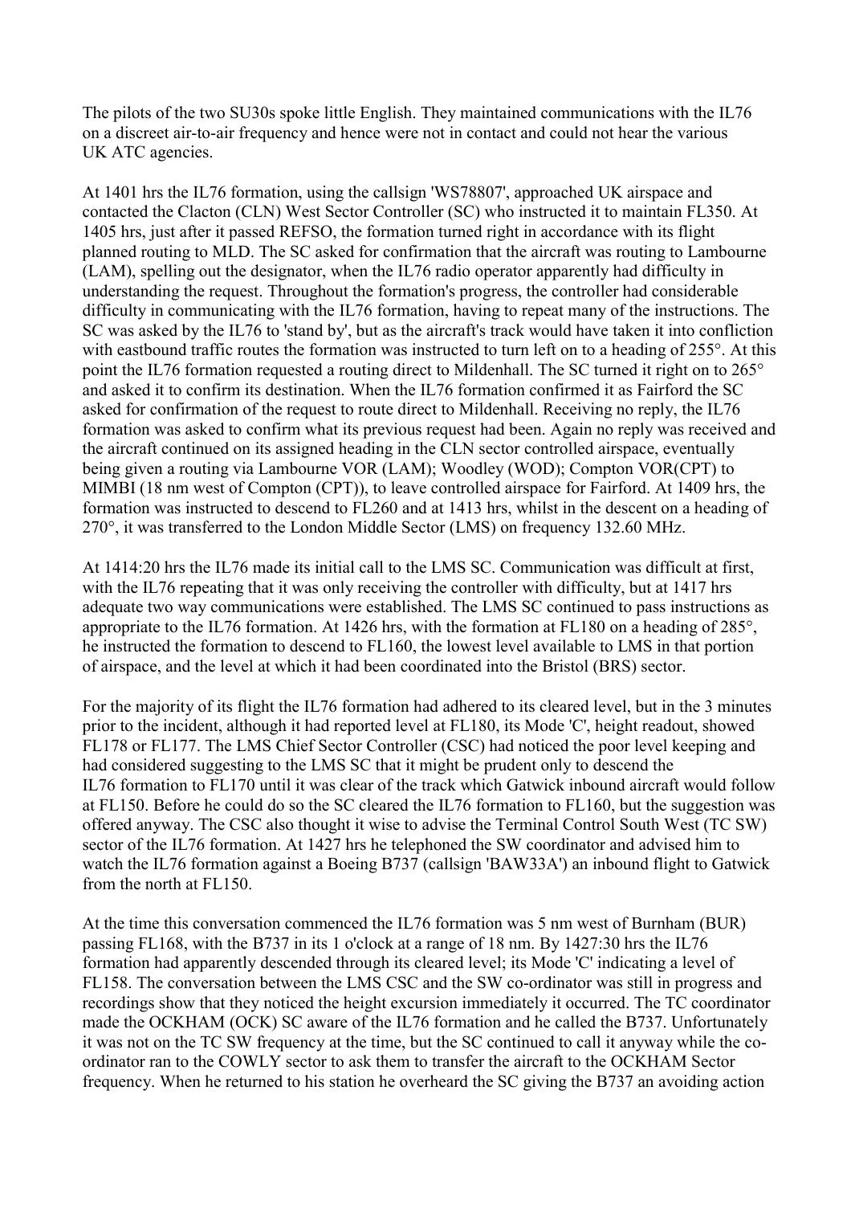The pilots of the two SU30s spoke little English. They maintained communications with the IL76 on a discreet air-to-air frequency and hence were not in contact and could not hear the various UK ATC agencies.

At 1401 hrs the IL76 formation, using the callsign 'WS78807', approached UK airspace and contacted the Clacton (CLN) West Sector Controller (SC) who instructed it to maintain FL350. At 1405 hrs, just after it passed REFSO, the formation turned right in accordance with its flight planned routing to MLD. The SC asked for confirmation that the aircraft was routing to Lambourne (LAM), spelling out the designator, when the IL76 radio operator apparently had difficulty in understanding the request. Throughout the formation's progress, the controller had considerable difficulty in communicating with the IL76 formation, having to repeat many of the instructions. The SC was asked by the IL76 to 'stand by', but as the aircraft's track would have taken it into confliction with eastbound traffic routes the formation was instructed to turn left on to a heading of 255°. At this point the IL76 formation requested a routing direct to Mildenhall. The SC turned it right on to 265° and asked it to confirm its destination. When the IL76 formation confirmed it as Fairford the SC asked for confirmation of the request to route direct to Mildenhall. Receiving no reply, the IL76 formation was asked to confirm what its previous request had been. Again no reply was received and the aircraft continued on its assigned heading in the CLN sector controlled airspace, eventually being given a routing via Lambourne VOR (LAM); Woodley (WOD); Compton VOR(CPT) to MIMBI (18 nm west of Compton (CPT)), to leave controlled airspace for Fairford. At 1409 hrs, the formation was instructed to descend to FL260 and at 1413 hrs, whilst in the descent on a heading of 270°, it was transferred to the London Middle Sector (LMS) on frequency 132.60 MHz.

At 1414:20 hrs the IL76 made its initial call to the LMS SC. Communication was difficult at first, with the IL76 repeating that it was only receiving the controller with difficulty, but at 1417 hrs adequate two way communications were established. The LMS SC continued to pass instructions as appropriate to the IL76 formation. At 1426 hrs, with the formation at FL180 on a heading of 285°, he instructed the formation to descend to FL160, the lowest level available to LMS in that portion of airspace, and the level at which it had been coordinated into the Bristol (BRS) sector.

For the majority of its flight the IL76 formation had adhered to its cleared level, but in the 3 minutes prior to the incident, although it had reported level at FL180, its Mode 'C', height readout, showed FL178 or FL177. The LMS Chief Sector Controller (CSC) had noticed the poor level keeping and had considered suggesting to the LMS SC that it might be prudent only to descend the IL76 formation to FL170 until it was clear of the track which Gatwick inbound aircraft would follow at FL150. Before he could do so the SC cleared the IL76 formation to FL160, but the suggestion was offered anyway. The CSC also thought it wise to advise the Terminal Control South West (TC SW) sector of the IL76 formation. At 1427 hrs he telephoned the SW coordinator and advised him to watch the IL76 formation against a Boeing B737 (callsign 'BAW33A') an inbound flight to Gatwick from the north at FL150.

At the time this conversation commenced the IL76 formation was 5 nm west of Burnham (BUR) passing FL168, with the B737 in its 1 o'clock at a range of 18 nm. By 1427:30 hrs the IL76 formation had apparently descended through its cleared level; its Mode 'C' indicating a level of FL158. The conversation between the LMS CSC and the SW co-ordinator was still in progress and recordings show that they noticed the height excursion immediately it occurred. The TC coordinator made the OCKHAM (OCK) SC aware of the IL76 formation and he called the B737. Unfortunately it was not on the TC SW frequency at the time, but the SC continued to call it anyway while the co-ordinator ran to the COWLY sector to ask them to transfer the aircraft to the OCKHAM Sector frequency. When he returned to his station he overheard the SC giving the B737 an avoiding action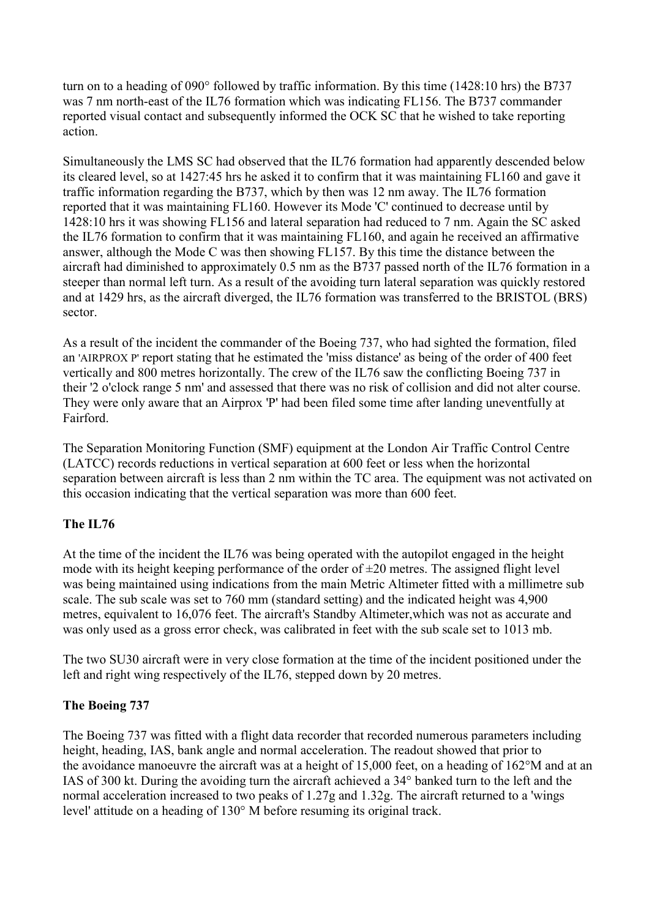turn on to a heading of 090° followed by traffic information. By this time (1428:10 hrs) the B737 was 7 nm north-east of the IL76 formation which was indicating FL156. The B737 commander reported visual contact and subsequently informed the OCK SC that he wished to take reporting action.

Simultaneously the LMS SC had observed that the IL76 formation had apparently descended below its cleared level, so at 1427:45 hrs he asked it to confirm that it was maintaining FL160 and gave it traffic information regarding the B737, which by then was 12 nm away. The IL76 formation reported that it was maintaining FL160. However its Mode 'C' continued to decrease until by 1428:10 hrs it was showing FL156 and lateral separation had reduced to 7 nm. Again the SC asked the IL76 formation to confirm that it was maintaining FL160, and again he received an affirmative answer, although the Mode C was then showing FL157. By this time the distance between the aircraft had diminished to approximately 0.5 nm as the B737 passed north of the IL76 formation in a steeper than normal left turn. As a result of the avoiding turn lateral separation was quickly restored and at 1429 hrs, as the aircraft diverged, the IL76 formation was transferred to the BRISTOL (BRS) sector.

As a result of the incident the commander of the Boeing 737, who had sighted the formation, filed an 'AIRPROX P' report stating that he estimated the 'miss distance' as being of the order of 400 feet vertically and 800 metres horizontally. The crew of the IL76 saw the conflicting Boeing 737 in their '2 o'clock range 5 nm' and assessed that there was no risk of collision and did not alter course. They were only aware that an Airprox 'P' had been filed some time after landing uneventfully at Fairford.

The Separation Monitoring Function (SMF) equipment at the London Air Traffic Control Centre (LATCC) records reductions in vertical separation at 600 feet or less when the horizontal separation between aircraft is less than 2 nm within the TC area. The equipment was not activated on this occasion indicating that the vertical separation was more than 600 feet.

**The IL76**

At the time of the incident the IL76 was being operated with the autopilot engaged in the height mode with its height keeping performance of the order of ±20 metres. The assigned flight level was being maintained using indications from the main Metric Altimeter fitted with a millimetre sub scale. The sub scale was set to 760 mm (standard setting) and the indicated height was 4,900 metres, equivalent to 16,076 feet. The aircraft's Standby Altimeter,which was not as accurate and was only used as a gross error check, was calibrated in feet with the sub scale set to 1013 mb.

The two SU30 aircraft were in very close formation at the time of the incident positioned under the left and right wing respectively of the IL76, stepped down by 20 metres.

**The Boeing 737**

The Boeing 737 was fitted with a flight data recorder that recorded numerous parameters including height, heading, IAS, bank angle and normal acceleration. The readout showed that prior to the avoidance manoeuvre the aircraft was at a height of 15,000 feet, on a heading of 162°M and at an IAS of 300 kt. During the avoiding turn the aircraft achieved a 34° banked turn to the left and the normal acceleration increased to two peaks of 1.27g and 1.32g. The aircraft returned to a 'wings level' attitude on a heading of 130° M before resuming its original track.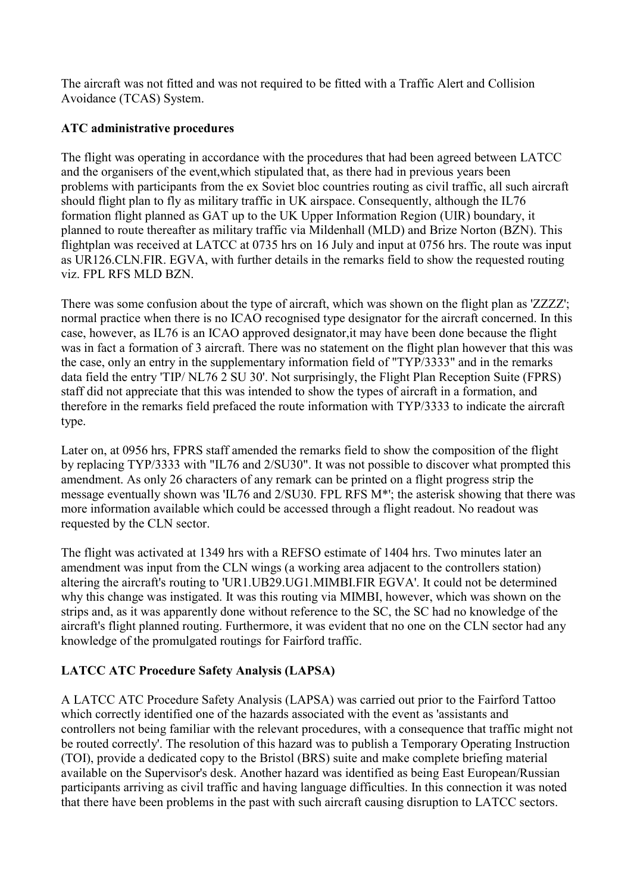The aircraft was not fitted and was not required to be fitted with a Traffic Alert and Collision Avoidance (TCAS) System.

**ATC administrative procedures**

The flight was operating in accordance with the procedures that had been agreed between LATCC and the organisers of the event,which stipulated that, as there had in previous years been problems with participants from the ex Soviet bloc countries routing as civil traffic, all such aircraft should flight plan to fly as military traffic in UK airspace. Consequently, although the IL76 formation flight planned as GAT up to the UK Upper Information Region (UIR) boundary, it planned to route thereafter as military traffic via Mildenhall (MLD) and Brize Norton (BZN). This flightplan was received at LATCC at 0735 hrs on 16 July and input at 0756 hrs. The route was input as UR126.CLN.FIR. EGVA, with further details in the remarks field to show the requested routing viz. FPL RFS MLD BZN.

There was some confusion about the type of aircraft, which was shown on the flight plan as 'ZZZZ'; normal practice when there is no ICAO recognised type designator for the aircraft concerned. In this case, however, as IL76 is an ICAO approved designator,it may have been done because the flight was in fact a formation of 3 aircraft. There was no statement on the flight plan however that this was the case, only an entry in the supplementary information field of "TYP/3333" and in the remarks data field the entry 'TIP/ NL76 2 SU 30'. Not surprisingly, the Flight Plan Reception Suite (FPRS) staff did not appreciate that this was intended to show the types of aircraft in a formation, and therefore in the remarks field prefaced the route information with TYP/3333 to indicate the aircraft type.

Later on, at 0956 hrs, FPRS staff amended the remarks field to show the composition of the flight by replacing TYP/3333 with "IL76 and 2/SU30". It was not possible to discover what prompted this amendment. As only 26 characters of any remark can be printed on a flight progress strip the message eventually shown was 'IL76 and 2/SU30. FPL RFS M*'; the asterisk showing that there was more information available which could be accessed through a flight readout. No readout was requested by the CLN sector.

The flight was activated at 1349 hrs with a REFSO estimate of 1404 hrs. Two minutes later an amendment was input from the CLN wings (a working area adjacent to the controllers station) altering the aircraft's routing to 'UR1.UB29.UG1.MIMBI.FIR EGVA'. It could not be determined why this change was instigated. It was this routing via MIMBI, however, which was shown on the strips and, as it was apparently done without reference to the SC, the SC had no knowledge of the aircraft's flight planned routing. Furthermore, it was evident that no one on the CLN sector had any knowledge of the promulgated routings for Fairford traffic.

**LATCC ATC Procedure Safety Analysis (LAPSA)**

A LATCC ATC Procedure Safety Analysis (LAPSA) was carried out prior to the Fairford Tattoo which correctly identified one of the hazards associated with the event as 'assistants and controllers not being familiar with the relevant procedures, with a consequence that traffic might not be routed correctly'. The resolution of this hazard was to publish a Temporary Operating Instruction (TOI), provide a dedicated copy to the Bristol (BRS) suite and make complete briefing material available on the Supervisor's desk. Another hazard was identified as being East European/Russian participants arriving as civil traffic and having language difficulties. In this connection it was noted that there have been problems in the past with such aircraft causing disruption to LATCC sectors.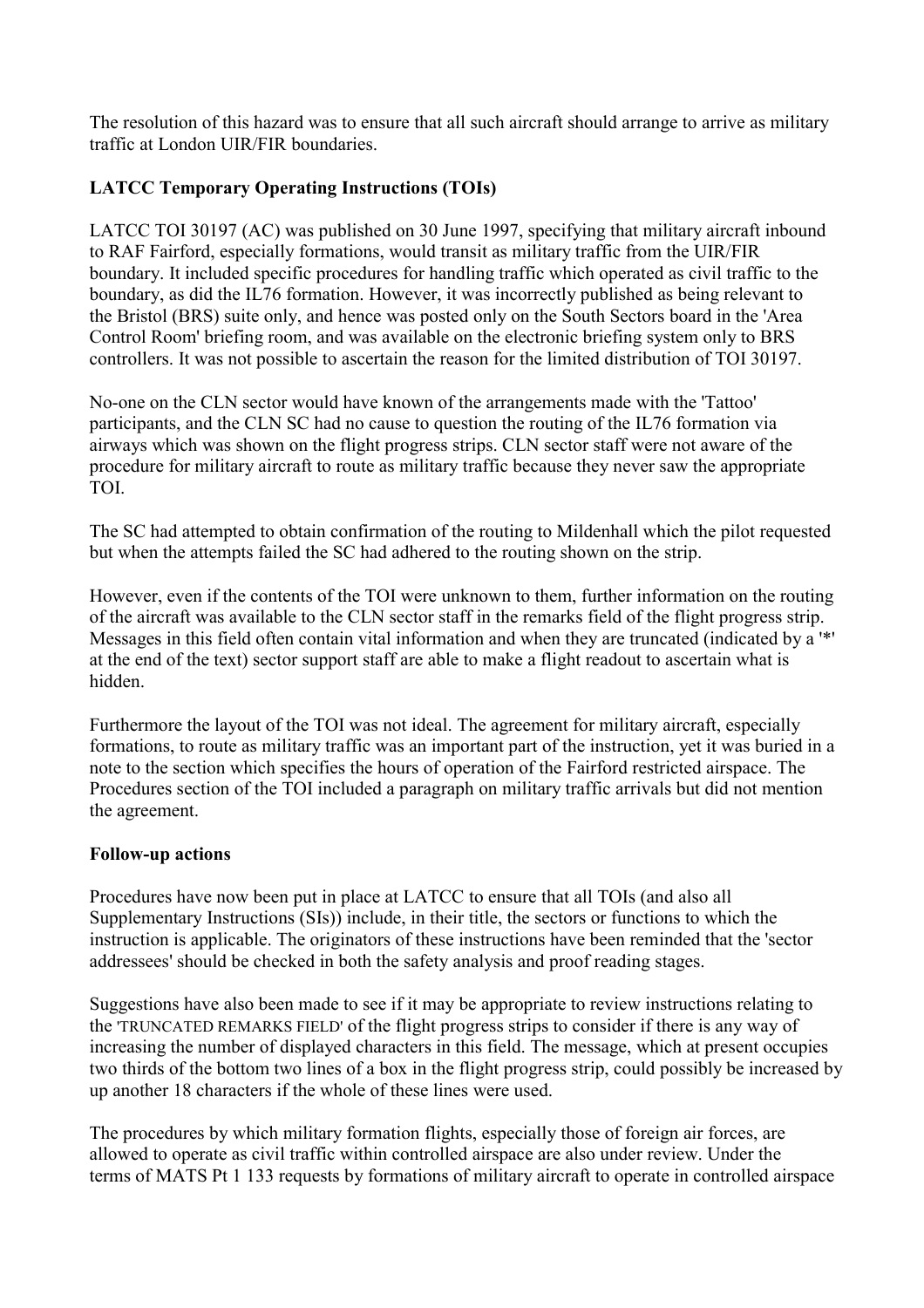The resolution of this hazard was to ensure that all such aircraft should arrange to arrive as military traffic at London UIR/FIR boundaries.

**LATCC Temporary Operating Instructions (TOIs)**

LATCC TOI 30197 (AC) was published on 30 June 1997, specifying that military aircraft inbound to RAF Fairford, especially formations, would transit as military traffic from the UIR/FIR boundary. It included specific procedures for handling traffic which operated as civil traffic to the boundary, as did the IL76 formation. However, it was incorrectly published as being relevant to the Bristol (BRS) suite only, and hence was posted only on the South Sectors board in the 'Area Control Room' briefing room, and was available on the electronic briefing system only to BRS controllers. It was not possible to ascertain the reason for the limited distribution of TOI 30197.

No-one on the CLN sector would have known of the arrangements made with the 'Tattoo' participants, and the CLN SC had no cause to question the routing of the IL76 formation via airways which was shown on the flight progress strips. CLN sector staff were not aware of the procedure for military aircraft to route as military traffic because they never saw the appropriate TOI.

The SC had attempted to obtain confirmation of the routing to Mildenhall which the pilot requested but when the attempts failed the SC had adhered to the routing shown on the strip.

However, even if the contents of the TOI were unknown to them, further information on the routing of the aircraft was available to the CLN sector staff in the remarks field of the flight progress strip. Messages in this field often contain vital information and when they are truncated (indicated by a '*' at the end of the text) sector support staff are able to make a flight readout to ascertain what is hidden.

Furthermore the layout of the TOI was not ideal. The agreement for military aircraft, especially formations, to route as military traffic was an important part of the instruction, yet it was buried in a note to the section which specifies the hours of operation of the Fairford restricted airspace. The Procedures section of the TOI included a paragraph on military traffic arrivals but did not mention the agreement.

**Follow-up actions**

Procedures have now been put in place at LATCC to ensure that all TOIs (and also all Supplementary Instructions (SIs)) include, in their title, the sectors or functions to which the instruction is applicable. The originators of these instructions have been reminded that the 'sector addressees' should be checked in both the safety analysis and proof reading stages.

Suggestions have also been made to see if it may be appropriate to review instructions relating to the 'TRUNCATED REMARKS FIELD' of the flight progress strips to consider if there is any way of increasing the number of displayed characters in this field. The message, which at present occupies two thirds of the bottom two lines of a box in the flight progress strip, could possibly be increased by up another 18 characters if the whole of these lines were used.

The procedures by which military formation flights, especially those of foreign air forces, are allowed to operate as civil traffic within controlled airspace are also under review. Under the terms of MATS Pt 1 133 requests by formations of military aircraft to operate in controlled airspace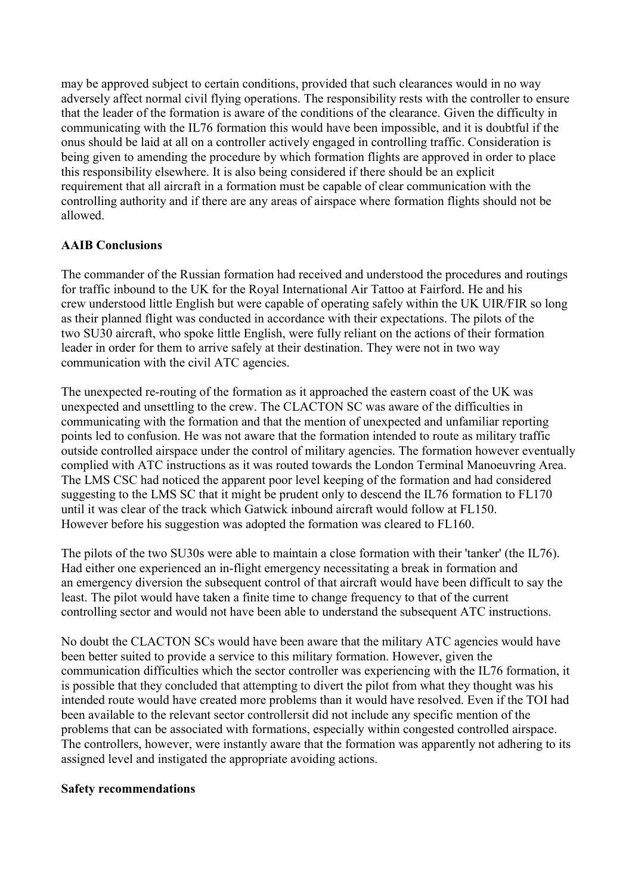may be approved subject to certain conditions, provided that such clearances would in no way adversely affect normal civil flying operations. The responsibility rests with the controller to ensure that the leader of the formation is aware of the conditions of the clearance. Given the difficulty in communicating with the IL76 formation this would have been impossible, and it is doubtful if the onus should be laid at all on a controller actively engaged in controlling traffic. Consideration is being given to amending the procedure by which formation flights are approved in order to place this responsibility elsewhere. It is also being considered if there should be an explicit requirement that all aircraft in a formation must be capable of clear communication with the controlling authority and if there are any areas of airspace where formation flights should not be allowed.

**AAIB Conclusions**

The commander of the Russian formation had received and understood the procedures and routings for traffic inbound to the UK for the Royal International Air Tattoo at Fairford. He and his crew understood little English but were capable of operating safely within the UK UIR/FIR so long as their planned flight was conducted in accordance with their expectations. The pilots of the two SU30 aircraft, who spoke little English, were fully reliant on the actions of their formation leader in order for them to arrive safely at their destination. They were not in two way communication with the civil ATC agencies.

The unexpected re-routing of the formation as it approached the eastern coast of the UK was unexpected and unsettling to the crew. The CLACTON SC was aware of the difficulties in communicating with the formation and that the mention of unexpected and unfamiliar reporting points led to confusion. He was not aware that the formation intended to route as military traffic outside controlled airspace under the control of military agencies. The formation however eventually complied with ATC instructions as it was routed towards the London Terminal Manoeuvring Area. The LMS CSC had noticed the apparent poor level keeping of the formation and had considered suggesting to the LMS SC that it might be prudent only to descend the IL76 formation to FL170 until it was clear of the track which Gatwick inbound aircraft would follow at FL150. However before his suggestion was adopted the formation was cleared to FL160.

The pilots of the two SU30s were able to maintain a close formation with their 'tanker' (the IL76). Had either one experienced an in-flight emergency necessitating a break in formation and an emergency diversion the subsequent control of that aircraft would have been difficult to say the least. The pilot would have taken a finite time to change frequency to that of the current controlling sector and would not have been able to understand the subsequent ATC instructions.

No doubt the CLACTON SCs would have been aware that the military ATC agencies would have been better suited to provide a service to this military formation. However, given the communication difficulties which the sector controller was experiencing with the IL76 formation, it is possible that they concluded that attempting to divert the pilot from what they thought was his intended route would have created more problems than it would have resolved. Even if the TOI had been available to the relevant sector controllersit did not include any specific mention of the problems that can be associated with formations, especially within congested controlled airspace. The controllers, however, were instantly aware that the formation was apparently not adhering to its assigned level and instigated the appropriate avoiding actions.

**Safety recommendations**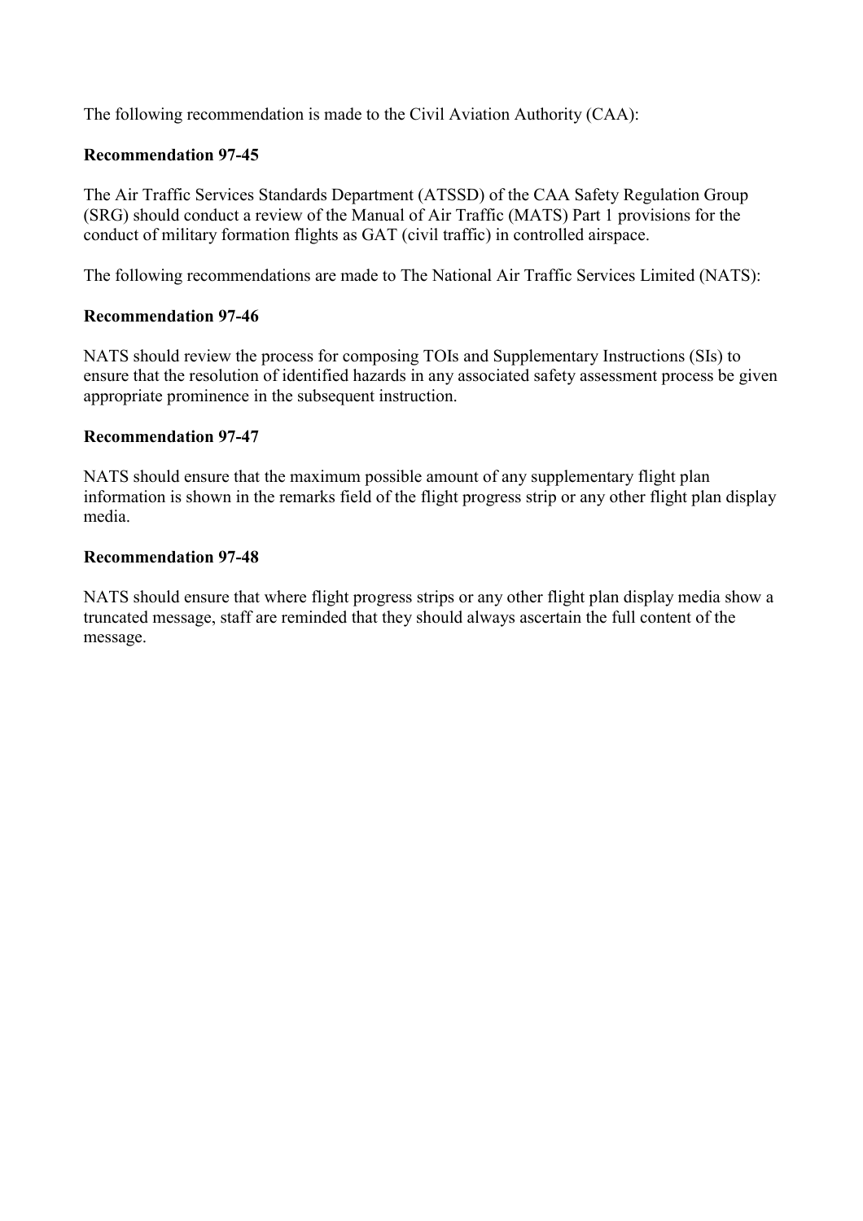The following recommendation is made to the Civil Aviation Authority (CAA):

**Recommendation 97-45**

The Air Traffic Services Standards Department (ATSSD) of the CAA Safety Regulation Group (SRG) should conduct a review of the Manual of Air Traffic (MATS) Part 1 provisions for the conduct of military formation flights as GAT (civil traffic) in controlled airspace.

The following recommendations are made to The National Air Traffic Services Limited (NATS):

**Recommendation 97-46**

NATS should review the process for composing TOIs and Supplementary Instructions (SIs) to ensure that the resolution of identified hazards in any associated safety assessment process be given appropriate prominence in the subsequent instruction.

**Recommendation 97-47**

NATS should ensure that the maximum possible amount of any supplementary flight plan information is shown in the remarks field of the flight progress strip or any other flight plan display media.

**Recommendation 97-48**

NATS should ensure that where flight progress strips or any other flight plan display media show a truncated message, staff are reminded that they should always ascertain the full content of the message.